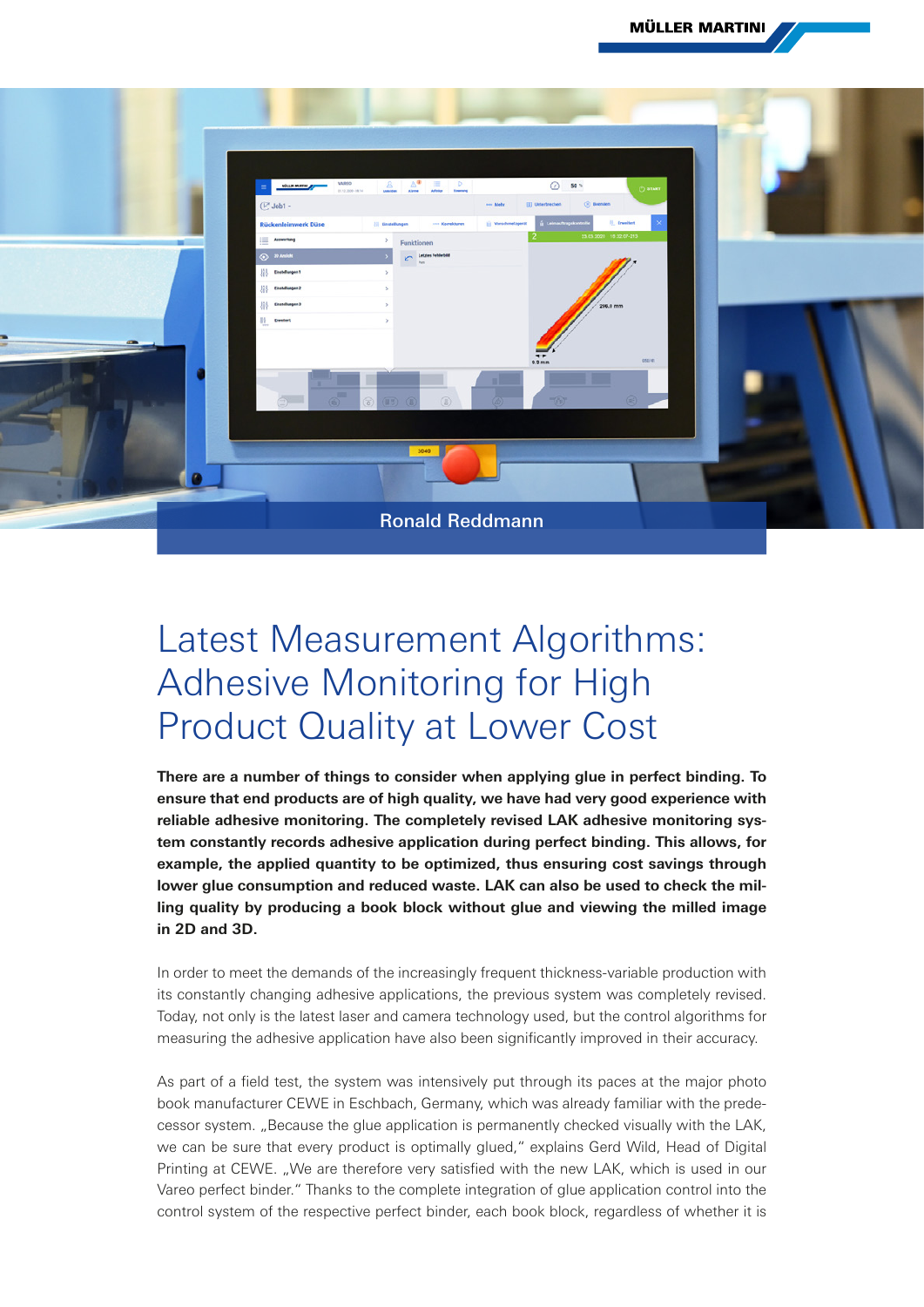Ronald Reddmann

# Latest Measurement Algorithms: Adhesive Monitoring for High Product Quality at Lower Cost

**There are a number of things to consider when applying glue in perfect binding. To ensure that end products are of high quality, we have had very good experience with reliable adhesive monitoring. The completely revised LAK adhesive monitoring system constantly records adhesive application during perfect binding. This allows, for example, the applied quantity to be optimized, thus ensuring cost savings through lower glue consumption and reduced waste. LAK can also be used to check the milling quality by producing a book block without glue and viewing the milled image in 2D and 3D.**

In order to meet the demands of the increasingly frequent thickness-variable production with its constantly changing adhesive applications, the previous system was completely revised. Today, not only is the latest laser and camera technology used, but the control algorithms for measuring the adhesive application have also been significantly improved in their accuracy.

As part of a field test, the system was intensively put through its paces at the major photo book manufacturer CEWE in Eschbach, Germany, which was already familiar with the predecessor system. „Because the glue application is permanently checked visually with the LAK, we can be sure that every product is optimally glued," explains Gerd Wild, Head of Digital Printing at CEWE. „We are therefore very satisfied with the new LAK, which is used in our Vareo perfect binder." Thanks to the complete integration of glue application control into the control system of the respective perfect binder, each book block, regardless of whether it is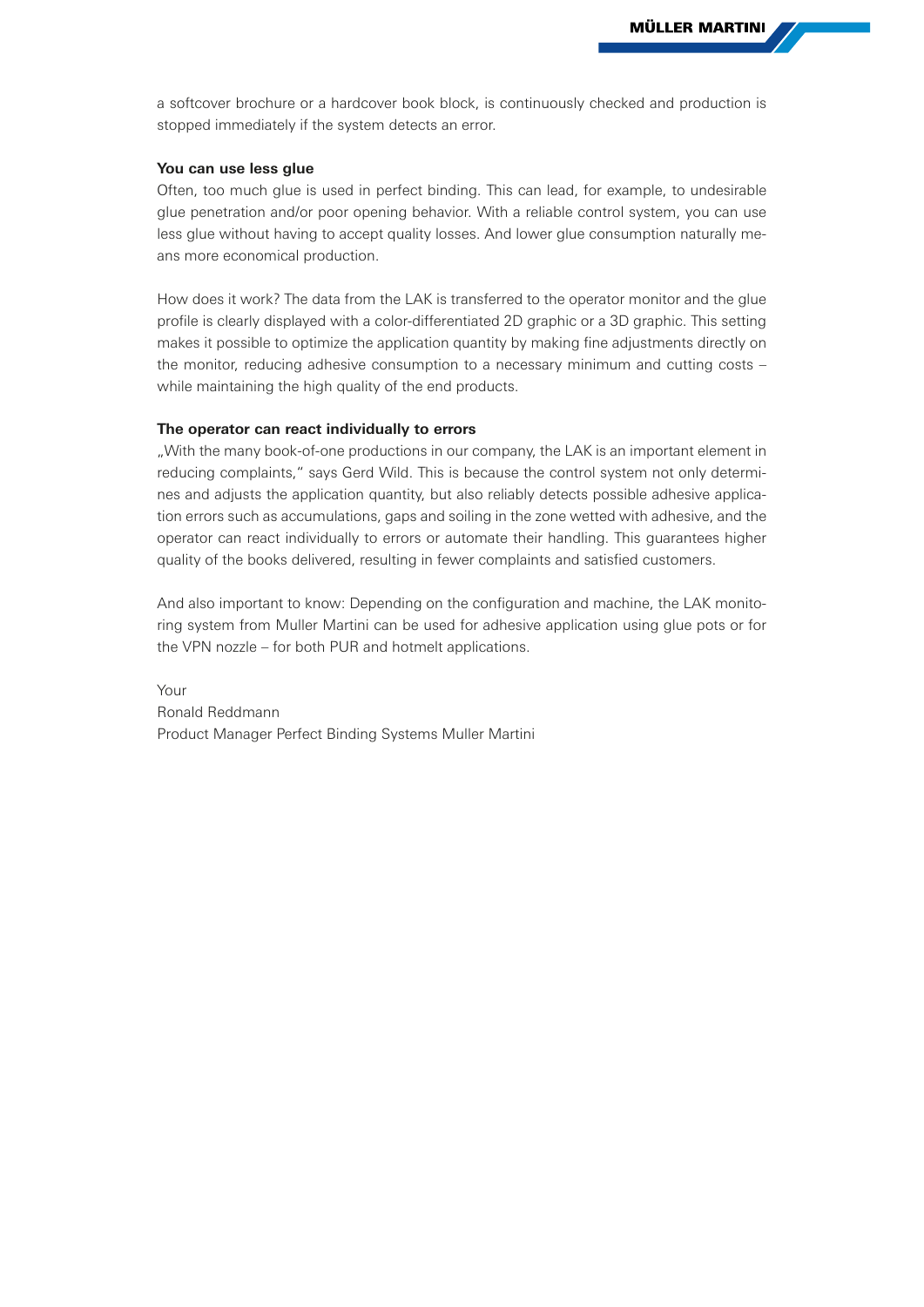a softcover brochure or a hardcover book block, is continuously checked and production is stopped immediately if the system detects an error.

**You can use less glue**

Often, too much glue is used in perfect binding. This can lead, for example, to undesirable glue penetration and/or poor opening behavior. With a reliable control system, you can use less glue without having to accept quality losses. And lower glue consumption naturally means more economical production.

How does it work? The data from the LAK is transferred to the operator monitor and the glue profile is clearly displayed with a color-differentiated 2D graphic or a 3D graphic. This setting makes it possible to optimize the application quantity by making fine adjustments directly on the monitor, reducing adhesive consumption to a necessary minimum and cutting costs – while maintaining the high quality of the end products.

**The operator can react individually to errors**

„With the many book-of-one productions in our company, the LAK is an important element in reducing complaints," says Gerd Wild. This is because the control system not only determines and adjusts the application quantity, but also reliably detects possible adhesive application errors such as accumulations, gaps and soiling in the zone wetted with adhesive, and the operator can react individually to errors or automate their handling. This guarantees higher quality of the books delivered, resulting in fewer complaints and satisfied customers.

And also important to know: Depending on the configuration and machine, the LAK monitoring system from Muller Martini can be used for adhesive application using glue pots or for the VPN nozzle – for both PUR and hotmelt applications.

Your
Ronald Reddmann
Product Manager Perfect Binding Systems Muller Martini